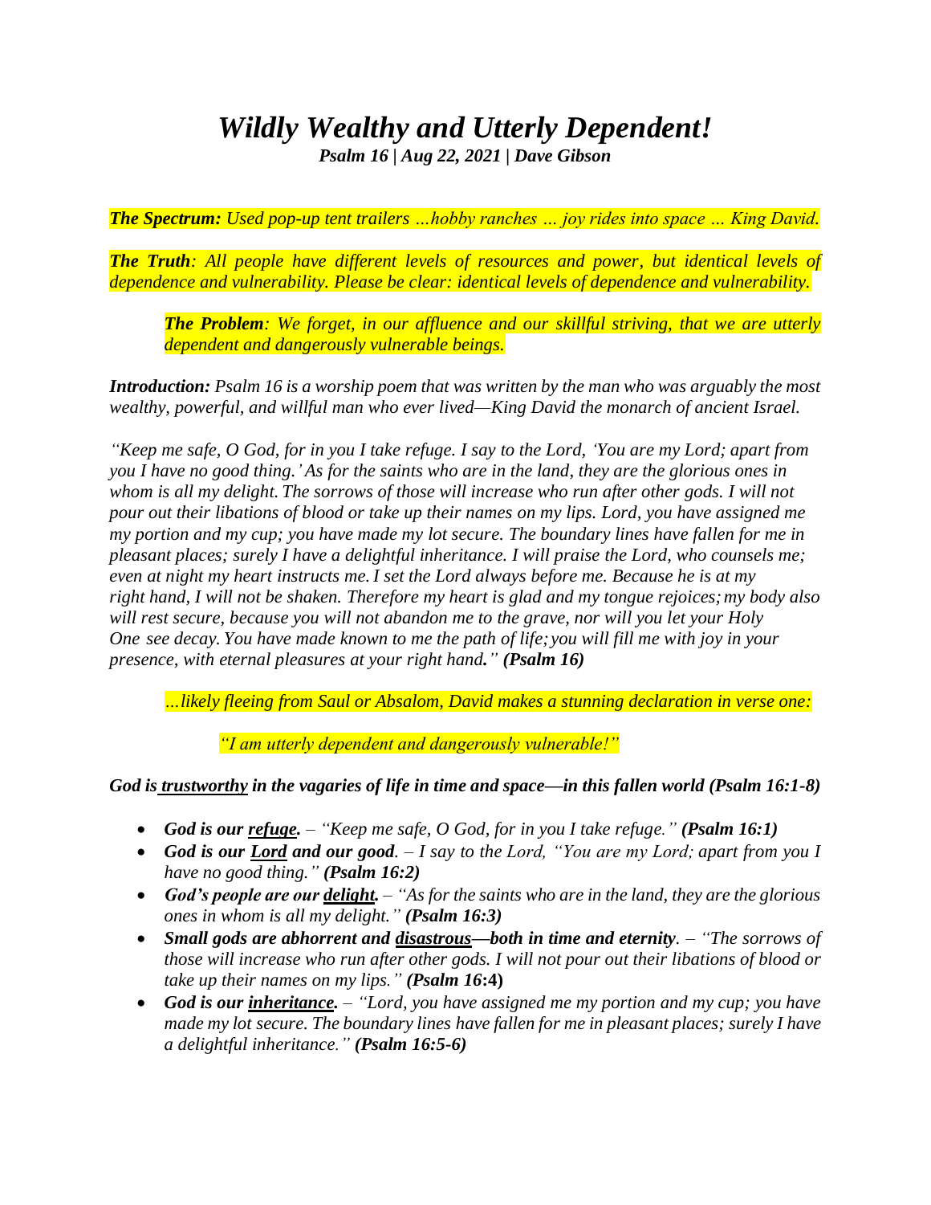# *Wildly Wealthy and Utterly Dependent!*

***Psalm 16 | Aug 22, 2021 | Dave Gibson***

***The Spectrum:*** *Used pop-up tent trailers …hobby ranches … joy rides into space … King David.*

***The Truth****: All people have different levels of resources and power, but identical levels of dependence and vulnerability. Please be clear: identical levels of dependence and vulnerability.*

> ***The Problem****: We forget, in our affluence and our skillful striving, that we are utterly dependent and dangerously vulnerable beings.*

***Introduction:*** *Psalm 16 is a worship poem that was written by the man who was arguably the most wealthy, powerful, and willful man who ever lived—King David the monarch of ancient Israel.*

*"Keep me safe, O God, for in you I take refuge. I say to the Lord, 'You are my Lord; apart from you I have no good thing.' As for the saints who are in the land, they are the glorious ones in whom is all my delight. The sorrows of those will increase who run after other gods. I will not pour out their libations of blood or take up their names on my lips. Lord, you have assigned me my portion and my cup; you have made my lot secure. The boundary lines have fallen for me in pleasant places; surely I have a delightful inheritance. I will praise the Lord, who counsels me; even at night my heart instructs me. I set the Lord always before me. Because he is at my right hand, I will not be shaken. Therefore my heart is glad and my tongue rejoices; my body also will rest secure, because you will not abandon me to the grave, nor will you let your Holy One see decay. You have made known to me the path of life; you will fill me with joy in your presence, with eternal pleasures at your right hand."* ***(Psalm 16)***

> *…likely fleeing from Saul or Absalom, David makes a stunning declaration in verse one:*
>
> > *"I am utterly dependent and dangerously vulnerable!"*

***God is <u>trustworthy</u> in the vagaries of life in time and space—in this fallen world (Psalm 16:1-8)***

- ***God is our <u>refuge</u>.*** *– "Keep me safe, O God, for in you I take refuge."* ***(Psalm 16:1)***
- ***God is our <u>Lord</u> and our good****. – I say to the Lord, "You are my Lord; apart from you I have no good thing."* ***(Psalm 16:2)***
- ***God's people are our <u>delight</u>.*** *– "As for the saints who are in the land, they are the glorious ones in whom is all my delight."* ***(Psalm 16:3)***
- ***Small gods are abhorrent and <u>disastrous</u>—both in time and eternity****. – "The sorrows of those will increase who run after other gods. I will not pour out their libations of blood or take up their names on my lips."* ***(Psalm 16:4)***
- ***God is our <u>inheritance</u>.*** *– "Lord, you have assigned me my portion and my cup; you have made my lot secure. The boundary lines have fallen for me in pleasant places; surely I have a delightful inheritance."* ***(Psalm 16:5-6)***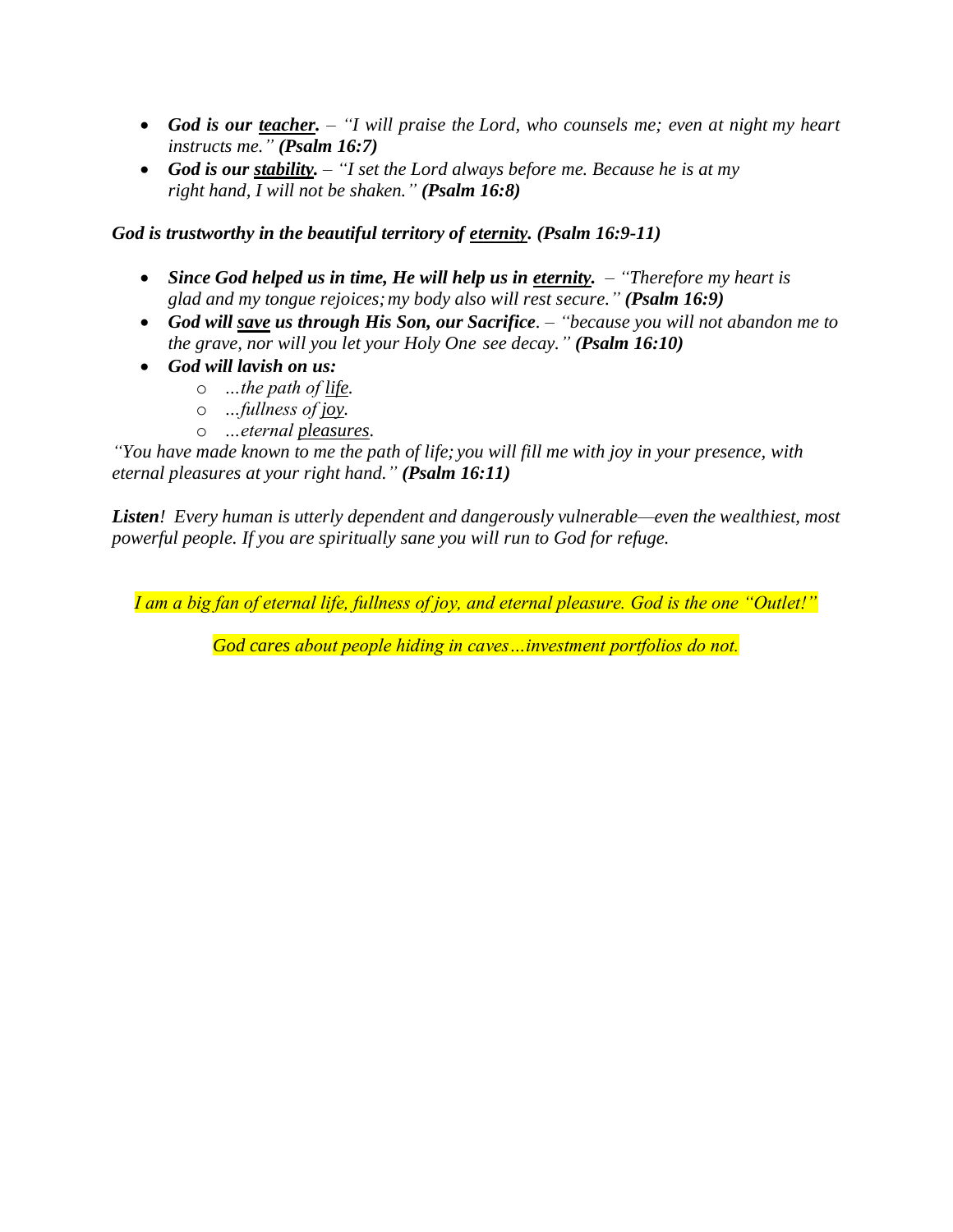- ***God is our <u>teacher</u>.*** – *"I will praise the Lord, who counsels me; even at night my heart instructs me."* ***(Psalm 16:7)***
- ***God is our <u>stability</u>.*** – *"I set the Lord always before me. Because he is at my right hand, I will not be shaken."* ***(Psalm 16:8)***

***God is trustworthy in the beautiful territory of <u>eternity</u>. (Psalm 16:9-11)***

- ***Since God helped us in time, He will help us in <u>eternity</u>.*** – *"Therefore my heart is glad and my tongue rejoices; my body also will rest secure."* ***(Psalm 16:9)***
- ***God will <u>save</u> us through His Son, our Sacrifice***. – *"because you will not abandon me to the grave, nor will you let your Holy One see decay."* ***(Psalm 16:10)***
- ***God will lavish on us:***
  - *…the path of <u>life</u>.*
  - *…fullness of <u>joy</u>.*
  - *…eternal <u>pleasures</u>.*

*"You have made known to me the path of life; you will fill me with joy in your presence, with eternal pleasures at your right hand."* ***(Psalm 16:11)***

***Listen****! Every human is utterly dependent and dangerously vulnerable—even the wealthiest, most powerful people. If you are spiritually sane you will run to God for refuge.*

*I am a big fan of eternal life, fullness of joy, and eternal pleasure. God is the one "Outlet!"*

*God cares about people hiding in caves…investment portfolios do not.*